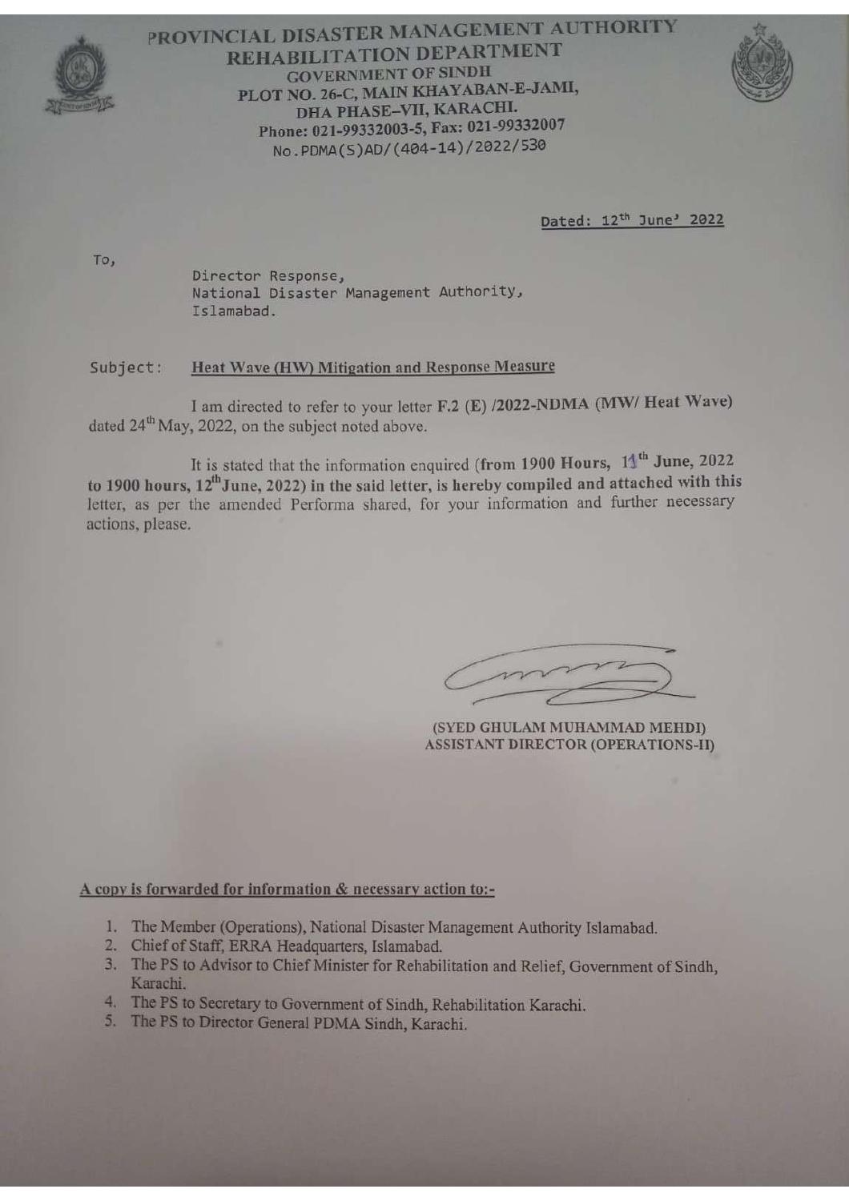# PROVINCIAL DISASTER MANAGEMENT AUTHORITY
## REHABILITATION DEPARTMENT

**GOVERNMENT OF SINDH**
**PLOT NO. 26-C, MAIN KHAYABAN-E-JAMI,**
**DHA PHASE-VII, KARACHI.**
**Phone: 021-99332003-5, Fax: 021-99332007**
No.PDMA(S)AD/(404-14)/2022/530

Dated: 12th June' 2022

To,

Director Response,
National Disaster Management Authority,
Islamabad.

Subject: **Heat Wave (HW) Mitigation and Response Measure**

I am directed to refer to your letter **F.2 (E) /2022-NDMA (MW/ Heat Wave)** dated 24th May, 2022, on the subject noted above.

It is stated that the information enquired (**from 1900 Hours, 11th June, 2022 to 1900 hours, 12th June, 2022) in the said letter, is hereby compiled and attached with this** letter, as per the amended Performa shared, for your information and further necessary actions, please.

(SYED GHULAM MUHAMMAD MEHDI)
ASSISTANT DIRECTOR (OPERATIONS-II)

**A copy is forwarded for information & necessary action to:-**

1. The Member (Operations), National Disaster Management Authority Islamabad.
2. Chief of Staff, ERRA Headquarters, Islamabad.
3. The PS to Advisor to Chief Minister for Rehabilitation and Relief, Government of Sindh, Karachi.
4. The PS to Secretary to Government of Sindh, Rehabilitation Karachi.
5. The PS to Director General PDMA Sindh, Karachi.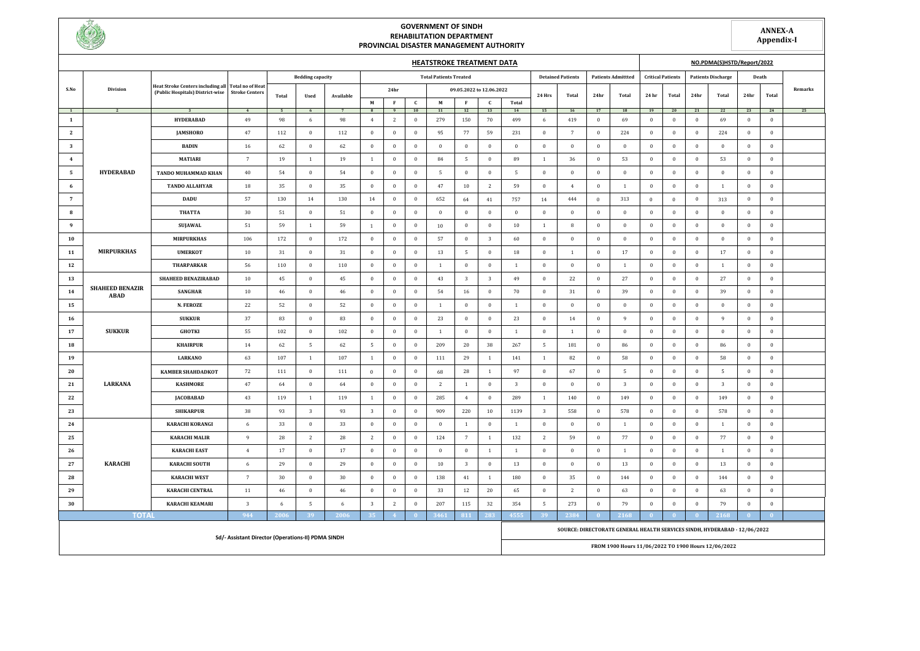**GOVERNMENT OF SINDH**
**REHABILITATION DEPARTMENT**
**PROVINCIAL DISASTER MANAGEMENT AUTHORITY**

**ANNEX-A**
**Appendix-I**

## HEATSTROKE TREATMENT DATA

**NO.PDMA(S)HSTD/Report/2022**

| S.No | Division | Heat Stroke Centers including all (Public Hospitals) District-wise | Total no of Heat Stroke Centers | Bedding capacity | | | Total Patients Treated | | | | | | | Detained Patients | | Patients Admittted | | Critical Patients | | Patients Discharge | | Death | | Remarks |
|---|---|---|---|---|---|---|---|---|---|---|---|---|---|---|---|---|---|---|---|---|---|---|---|---|
| | | | | Total | Used | Available | 24hr | | | 09.05.2022 to 12.06.2022 | | | | 24 Hrs | Total | 24hr | Total | 24 hr | Total | 24hr | Total | 24hr | Total | |
| | | | | | | | M | F | C | M | F | C | Total | | | | | | | | | | | |
| 1 | 2 | 3 | 4 | 5 | 6 | 7 | 8 | 9 | 10 | 11 | 12 | 13 | 14 | 15 | 16 | 17 | 18 | 19 | 20 | 21 | 22 | 23 | 24 | 25 |
| 1 | HYDERABAD | HYDERABAD | 49 | 98 | 6 | 98 | 4 | 2 | 0 | 279 | 150 | 70 | 499 | 6 | 419 | 0 | 69 | 0 | 0 | 0 | 69 | 0 | 0 | |
| 2 | | JAMSHORO | 47 | 112 | 0 | 112 | 0 | 0 | 0 | 95 | 77 | 59 | 231 | 0 | 7 | 0 | 224 | 0 | 0 | 0 | 224 | 0 | 0 | |
| 3 | | BADIN | 16 | 62 | 0 | 62 | 0 | 0 | 0 | 0 | 0 | 0 | 0 | 0 | 0 | 0 | 0 | 0 | 0 | 0 | 0 | 0 | 0 | |
| 4 | | MATIARI | 7 | 19 | 1 | 19 | 1 | 0 | 0 | 84 | 5 | 0 | 89 | 1 | 36 | 0 | 53 | 0 | 0 | 0 | 53 | 0 | 0 | |
| 5 | | TANDO MUHAMMAD KHAN | 40 | 54 | 0 | 54 | 0 | 0 | 0 | 5 | 0 | 0 | 5 | 0 | 0 | 0 | 0 | 0 | 0 | 0 | 0 | 0 | 0 | |
| 6 | | TANDO ALLAHYAR | 18 | 35 | 0 | 35 | 0 | 0 | 0 | 47 | 10 | 2 | 59 | 0 | 4 | 0 | 1 | 0 | 0 | 0 | 1 | 0 | 0 | |
| 7 | | DADU | 57 | 130 | 14 | 130 | 14 | 0 | 0 | 652 | 64 | 41 | 757 | 14 | 444 | 0 | 313 | 0 | 0 | 0 | 313 | 0 | 0 | |
| 8 | | THATTA | 30 | 51 | 0 | 51 | 0 | 0 | 0 | 0 | 0 | 0 | 0 | 0 | 0 | 0 | 0 | 0 | 0 | 0 | 0 | 0 | 0 | |
| 9 | | SUJAWAL | 51 | 59 | 1 | 59 | 1 | 0 | 0 | 10 | 0 | 0 | 10 | 1 | 8 | 0 | 0 | 0 | 0 | 0 | 0 | 0 | 0 | |
| 10 | MIRPURKHAS | MIRPURKHAS | 106 | 172 | 0 | 172 | 0 | 0 | 0 | 57 | 0 | 3 | 60 | 0 | 0 | 0 | 0 | 0 | 0 | 0 | 0 | 0 | 0 | |
| 11 | | UMERKOT | 10 | 31 | 0 | 31 | 0 | 0 | 0 | 13 | 5 | 0 | 18 | 0 | 1 | 0 | 17 | 0 | 0 | 0 | 17 | 0 | 0 | |
| 12 | | THARPARKAR | 56 | 110 | 0 | 110 | 0 | 0 | 0 | 1 | 0 | 0 | 1 | 0 | 0 | 0 | 1 | 0 | 0 | 0 | 1 | 0 | 0 | |
| 13 | SHAHEED BENAZIR ABAD | SHAHEED BENAZIRABAD | 10 | 45 | 0 | 45 | 0 | 0 | 0 | 43 | 3 | 3 | 49 | 0 | 22 | 0 | 27 | 0 | 0 | 0 | 27 | 0 | 0 | |
| 14 | | SANGHAR | 10 | 46 | 0 | 46 | 0 | 0 | 0 | 54 | 16 | 0 | 70 | 0 | 31 | 0 | 39 | 0 | 0 | 0 | 39 | 0 | 0 | |
| 15 | | N. FEROZE | 22 | 52 | 0 | 52 | 0 | 0 | 0 | 1 | 0 | 0 | 1 | 0 | 0 | 0 | 0 | 0 | 0 | 0 | 0 | 0 | 0 | |
| 16 | SUKKUR | SUKKUR | 37 | 83 | 0 | 83 | 0 | 0 | 0 | 23 | 0 | 0 | 23 | 0 | 14 | 0 | 9 | 0 | 0 | 0 | 9 | 0 | 0 | |
| 17 | | GHOTKI | 55 | 102 | 0 | 102 | 0 | 0 | 0 | 1 | 0 | 0 | 1 | 0 | 1 | 0 | 0 | 0 | 0 | 0 | 0 | 0 | 0 | |
| 18 | | KHAIRPUR | 14 | 62 | 5 | 62 | 5 | 0 | 0 | 209 | 20 | 38 | 267 | 5 | 181 | 0 | 86 | 0 | 0 | 0 | 86 | 0 | 0 | |
| 19 | LARKANA | LARKANO | 63 | 107 | 1 | 107 | 1 | 0 | 0 | 111 | 29 | 1 | 141 | 1 | 82 | 0 | 58 | 0 | 0 | 0 | 58 | 0 | 0 | |
| 20 | | KAMBER SHAHDADKOT | 72 | 111 | 0 | 111 | 0 | 0 | 0 | 68 | 28 | 1 | 97 | 0 | 67 | 0 | 5 | 0 | 0 | 0 | 5 | 0 | 0 | |
| 21 | | KASHMORE | 47 | 64 | 0 | 64 | 0 | 0 | 0 | 2 | 1 | 0 | 3 | 0 | 0 | 0 | 3 | 0 | 0 | 0 | 3 | 0 | 0 | |
| 22 | | JACOBABAD | 43 | 119 | 1 | 119 | 1 | 0 | 0 | 285 | 4 | 0 | 289 | 1 | 140 | 0 | 149 | 0 | 0 | 0 | 149 | 0 | 0 | |
| 23 | | SHIKARPUR | 38 | 93 | 3 | 93 | 3 | 0 | 0 | 909 | 220 | 10 | 1139 | 3 | 558 | 0 | 578 | 0 | 0 | 0 | 578 | 0 | 0 | |
| 24 | KARACHI | KARACHI KORANGI | 6 | 33 | 0 | 33 | 0 | 0 | 0 | 0 | 1 | 0 | 1 | 0 | 0 | 0 | 1 | 0 | 0 | 0 | 1 | 0 | 0 | |
| 25 | | KARACHI MALIR | 9 | 28 | 2 | 28 | 2 | 0 | 0 | 124 | 7 | 1 | 132 | 2 | 59 | 0 | 77 | 0 | 0 | 0 | 77 | 0 | 0 | |
| 26 | | KARACHI EAST | 4 | 17 | 0 | 17 | 0 | 0 | 0 | 0 | 0 | 1 | 1 | 0 | 0 | 0 | 1 | 0 | 0 | 0 | 1 | 0 | 0 | |
| 27 | | KARACHI SOUTH | 6 | 29 | 0 | 29 | 0 | 0 | 0 | 10 | 3 | 0 | 13 | 0 | 0 | 0 | 13 | 0 | 0 | 0 | 13 | 0 | 0 | |
| 28 | | KARACHI WEST | 7 | 30 | 0 | 30 | 0 | 0 | 0 | 138 | 41 | 1 | 180 | 0 | 35 | 0 | 144 | 0 | 0 | 0 | 144 | 0 | 0 | |
| 29 | | KARACHI CENTRAL | 11 | 46 | 0 | 46 | 0 | 0 | 0 | 33 | 12 | 20 | 65 | 0 | 2 | 0 | 63 | 0 | 0 | 0 | 63 | 0 | 0 | |
| 30 | | KARACHI KEAMARI | 3 | 6 | 5 | 6 | 3 | 2 | 0 | 207 | 115 | 32 | 354 | 5 | 273 | 0 | 79 | 0 | 0 | 0 | 79 | 0 | 0 | |
| TOTAL | | | 944 | 2006 | 39 | 2006 | 35 | 4 | 0 | 3461 | 811 | 283 | 4555 | 39 | 2384 | 0 | 2168 | 0 | 0 | 0 | 2168 | 0 | 0 | |

Sd/- Assistant Director (Operations-II) PDMA SINDH

SOURCE: DIRECTORATE GENERAL HEALTH SERVICES SINDH, HYDERABAD - 12/06/2022

FROM 1900 Hours 11/06/2022 TO 1900 Hours 12/06/2022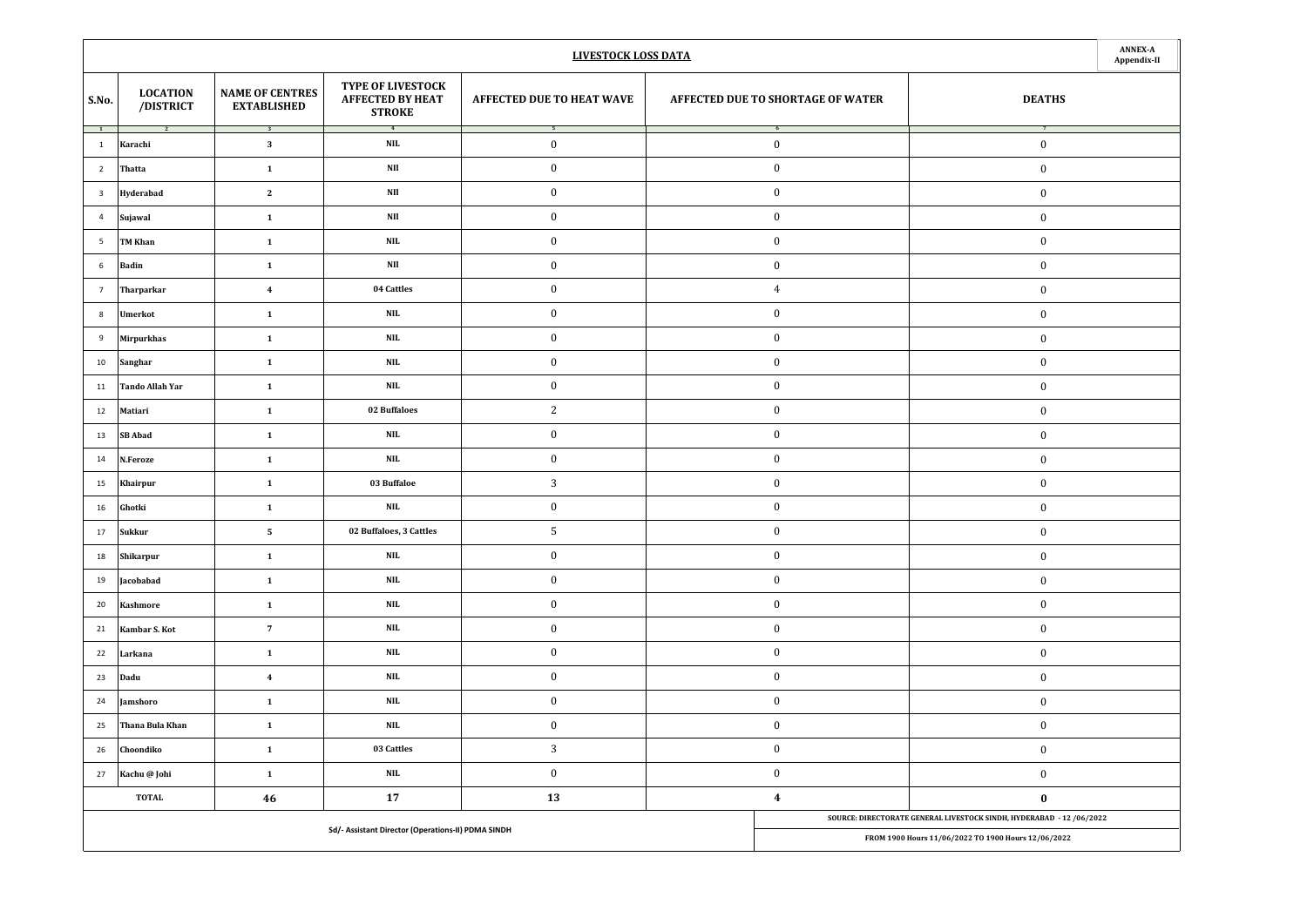**ANNEX-A Appendix-II**

## LIVESTOCK LOSS DATA

| S.No. | LOCATION /DISTRICT | NAME OF CENTRES EXTABLISHED | TYPE OF LIVESTOCK AFFECTED BY HEAT STROKE | AFFECTED DUE TO HEAT WAVE | AFFECTED DUE TO SHORTAGE OF WATER | DEATHS |
|---|---|---|---|---|---|---|
| 1 | 2 | 3 | 4 | 5 | 6 | 7 |
| 1 | Karachi | 3 | NIL | 0 | 0 | 0 |
| 2 | Thatta | 1 | NIl | 0 | 0 | 0 |
| 3 | Hyderabad | 2 | NIl | 0 | 0 | 0 |
| 4 | Sujawal | 1 | NIl | 0 | 0 | 0 |
| 5 | TM Khan | 1 | NIL | 0 | 0 | 0 |
| 6 | Badin | 1 | NIl | 0 | 0 | 0 |
| 7 | Tharparkar | 4 | 04 Cattles | 0 | 4 | 0 |
| 8 | Umerkot | 1 | NIL | 0 | 0 | 0 |
| 9 | Mirpurkhas | 1 | NIL | 0 | 0 | 0 |
| 10 | Sanghar | 1 | NIL | 0 | 0 | 0 |
| 11 | Tando Allah Yar | 1 | NIL | 0 | 0 | 0 |
| 12 | Matiari | 1 | 02 Buffaloes | 2 | 0 | 0 |
| 13 | SB Abad | 1 | NIL | 0 | 0 | 0 |
| 14 | N.Feroze | 1 | NIL | 0 | 0 | 0 |
| 15 | Khairpur | 1 | 03 Buffaloe | 3 | 0 | 0 |
| 16 | Ghotki | 1 | NIL | 0 | 0 | 0 |
| 17 | Sukkur | 5 | 02 Buffaloes, 3 Cattles | 5 | 0 | 0 |
| 18 | Shikarpur | 1 | NIL | 0 | 0 | 0 |
| 19 | Jacobabad | 1 | NIL | 0 | 0 | 0 |
| 20 | Kashmore | 1 | NIL | 0 | 0 | 0 |
| 21 | Kambar S. Kot | 7 | NIL | 0 | 0 | 0 |
| 22 | Larkana | 1 | NIL | 0 | 0 | 0 |
| 23 | Dadu | 4 | NIL | 0 | 0 | 0 |
| 24 | Jamshoro | 1 | NIL | 0 | 0 | 0 |
| 25 | Thana Bula Khan | 1 | NIL | 0 | 0 | 0 |
| 26 | Choondiko | 1 | 03 Cattles | 3 | 0 | 0 |
| 27 | Kachu @ Johi | 1 | NIL | 0 | 0 | 0 |
| | **TOTAL** | **46** | **17** | **13** | **4** | **0** |

Sd/- Assistant Director (Operations-II) PDMA SINDH

SOURCE: DIRECTORATE GENERAL LIVESTOCK SINDH, HYDERABAD - 12 /06/2022

FROM 1900 Hours 11/06/2022 TO 1900 Hours 12/06/2022